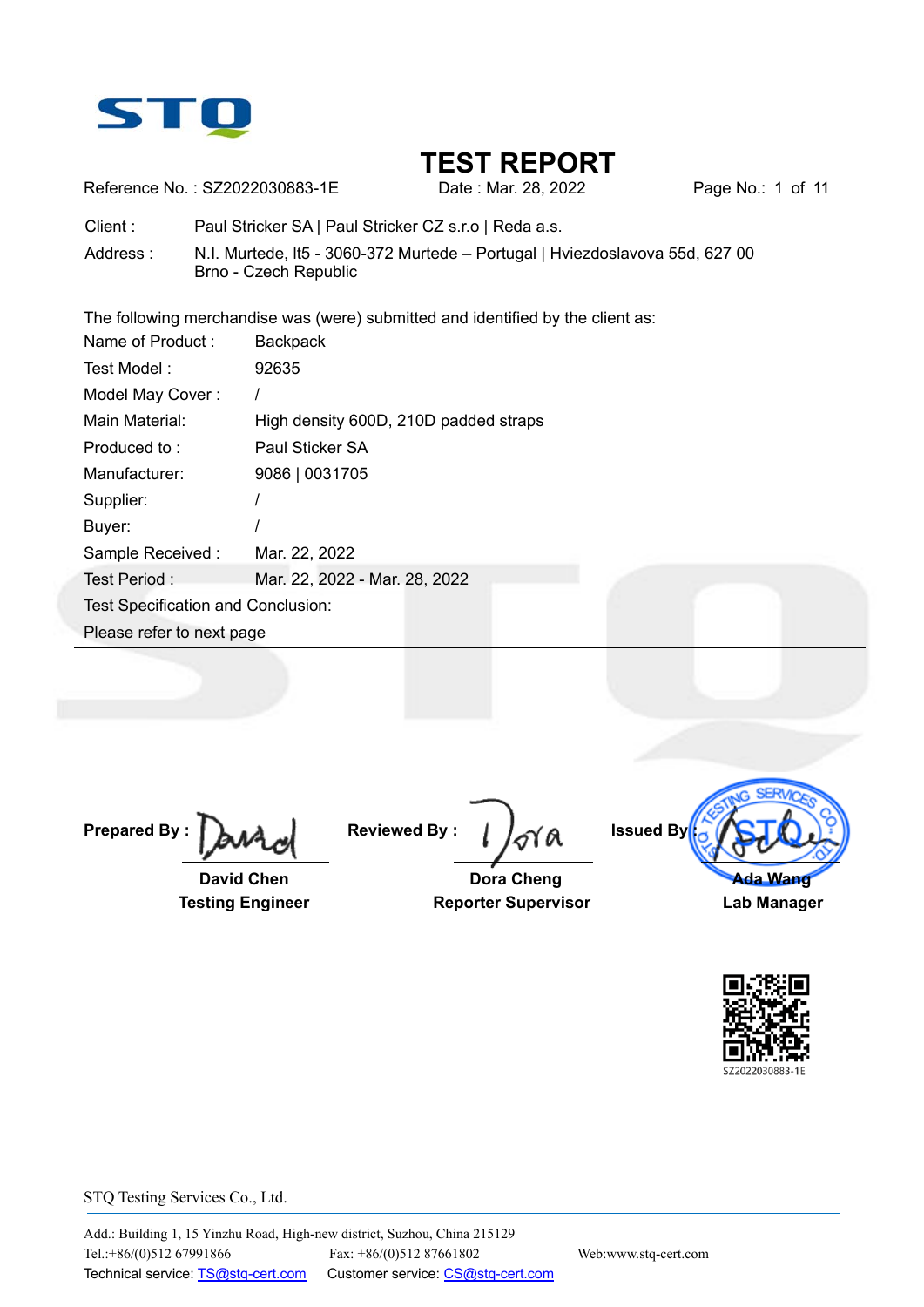STQ

# TEST REPORT

Reference No. : SZ2022030883-1E    Date : Mar. 28, 2022

Client : Paul Stricker SA | Paul Stricker CZ s.r.o | Reda a.s.

Address : N.I. Murtede, lt5 - 3060-372 Murtede – Portugal | Hviezdoslavova 55d, 627 00 Brno - Czech Republic

The following merchandise was (were) submitted and identified by the client as:

| | |
|---|---|
| Name of Product : | Backpack |
| Test Model : | 92635 |
| Model May Cover : | / |
| Main Material: | High density 600D, 210D padded straps |
| Produced to : | Paul Sticker SA |
| Manufacturer: | 9086 \| 0031705 |
| Supplier: | / |
| Buyer: | / |
| Sample Received : | Mar. 22, 2022 |
| Test Period : | Mar. 22, 2022 - Mar. 28, 2022 |

Test Specification and Conclusion:

Please refer to next page

**Prepared By :** David Chen, **Testing Engineer**

**Reviewed By :** Dora Cheng, **Reporter Supervisor**

**Issued By :** Ada Wang, **Lab Manager**

SZ2022030883-1E

STQ Testing Services Co., Ltd.

Add.: Building 1, 15 Yinzhu Road, High-new district, Suzhou, China 215129

Tel.:+86/(0)512 67991866    Fax: +86/(0)512 87661802    Web:www.stq-cert.com

Technical service: TS@stq-cert.com    Customer service: CS@stq-cert.com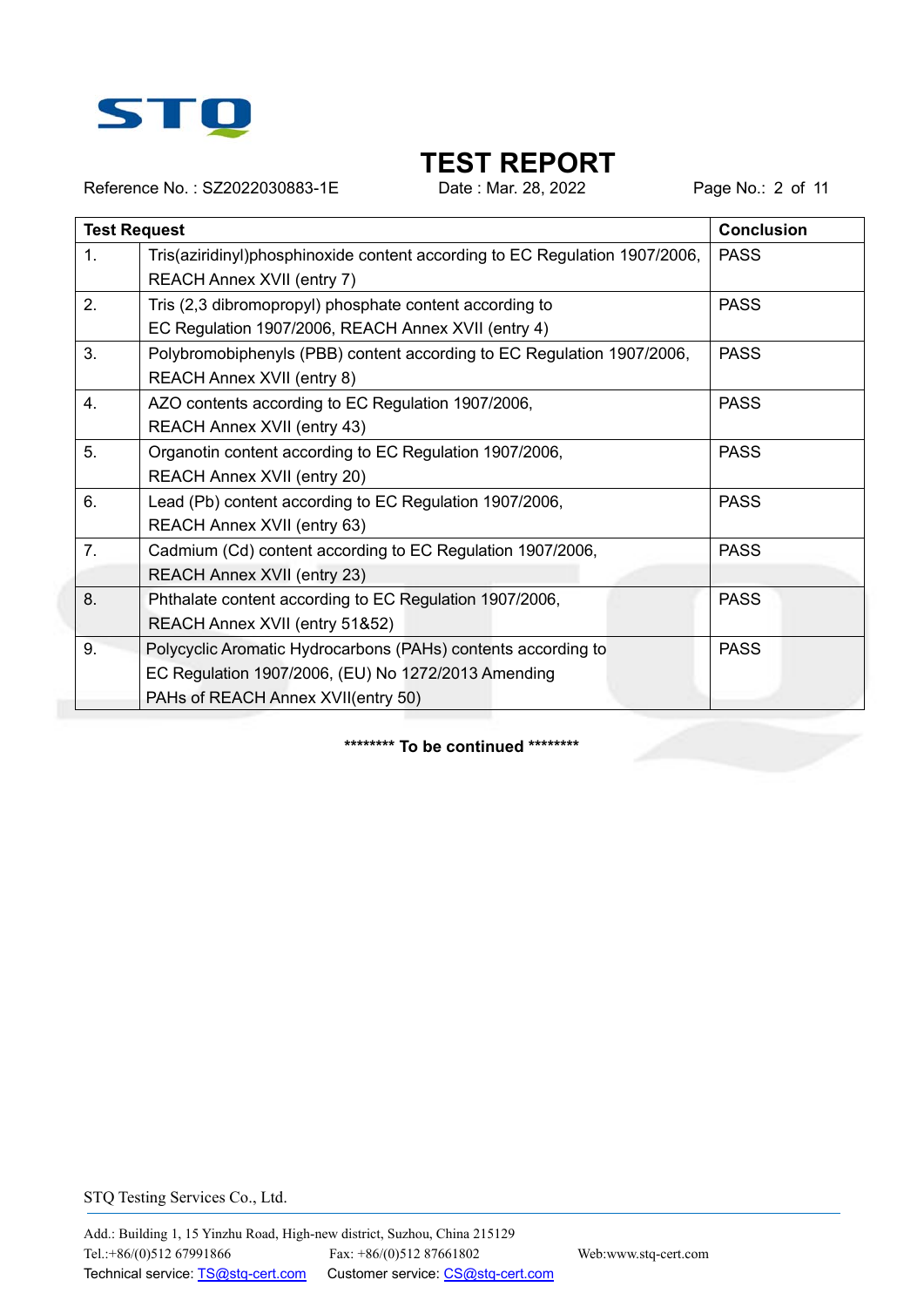# TEST REPORT

Reference No. : SZ2022030883-1E Date : Mar. 28, 2022

| Test Request | | Conclusion |
|---|---|---|
| 1. | Tris(aziridinyl)phosphinoxide content according to EC Regulation 1907/2006, REACH Annex XVII (entry 7) | PASS |
| 2. | Tris (2,3 dibromopropyl) phosphate content according to EC Regulation 1907/2006, REACH Annex XVII (entry 4) | PASS |
| 3. | Polybromobiphenyls (PBB) content according to EC Regulation 1907/2006, REACH Annex XVII (entry 8) | PASS |
| 4. | AZO contents according to EC Regulation 1907/2006, REACH Annex XVII (entry 43) | PASS |
| 5. | Organotin content according to EC Regulation 1907/2006, REACH Annex XVII (entry 20) | PASS |
| 6. | Lead (Pb) content according to EC Regulation 1907/2006, REACH Annex XVII (entry 63) | PASS |
| 7. | Cadmium (Cd) content according to EC Regulation 1907/2006, REACH Annex XVII (entry 23) | PASS |
| 8. | Phthalate content according to EC Regulation 1907/2006, REACH Annex XVII (entry 51&52) | PASS |
| 9. | Polycyclic Aromatic Hydrocarbons (PAHs) contents according to EC Regulation 1907/2006, (EU) No 1272/2013 Amending PAHs of REACH Annex XVII(entry 50) | PASS |

**\*\*\*\*\*\*\*\* To be continued \*\*\*\*\*\*\*\***

STQ Testing Services Co., Ltd.

Add.: Building 1, 15 Yinzhu Road, High-new district, Suzhou, China 215129
Tel.:+86/(0)512 67991866 Fax: +86/(0)512 87661802 Web:www.stq-cert.com
Technical service: TS@stq-cert.com Customer service: CS@stq-cert.com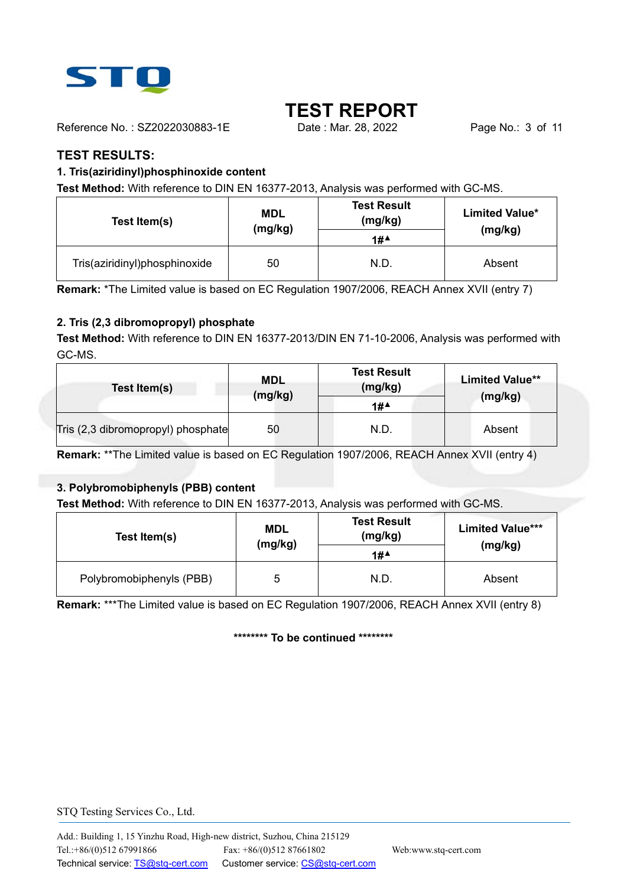# TEST REPORT

Reference No. : SZ2022030883-1E    Date : Mar. 28, 2022

## TEST RESULTS:

### 1. Tris(aziridinyl)phosphinoxide content

**Test Method:** With reference to DIN EN 16377-2013, Analysis was performed with GC-MS.

| Test Item(s) | MDL (mg/kg) | Test Result (mg/kg) | Limited Value* (mg/kg) |
|---|---|---|---|
| | | 1#▲ | |
| Tris(aziridinyl)phosphinoxide | 50 | N.D. | Absent |

**Remark:** *The Limited value is based on EC Regulation 1907/2006, REACH Annex XVII (entry 7)

### 2. Tris (2,3 dibromopropyl) phosphate

**Test Method:** With reference to DIN EN 16377-2013/DIN EN 71-10-2006, Analysis was performed with GC-MS.

| Test Item(s) | MDL (mg/kg) | Test Result (mg/kg) | Limited Value** (mg/kg) |
|---|---|---|---|
| | | 1#▲ | |
| Tris (2,3 dibromopropyl) phosphate | 50 | N.D. | Absent |

**Remark:** **The Limited value is based on EC Regulation 1907/2006, REACH Annex XVII (entry 4)

### 3. Polybromobiphenyls (PBB) content

**Test Method:** With reference to DIN EN 16377-2013, Analysis was performed with GC-MS.

| Test Item(s) | MDL (mg/kg) | Test Result (mg/kg) | Limited Value*** (mg/kg) |
|---|---|---|---|
| | | 1#▲ | |
| Polybromobiphenyls (PBB) | 5 | N.D. | Absent |

**Remark:** ***The Limited value is based on EC Regulation 1907/2006, REACH Annex XVII (entry 8)

**\*\*\*\*\*\*\*\* To be continued \*\*\*\*\*\*\*\***

STQ Testing Services Co., Ltd.

Add.: Building 1, 15 Yinzhu Road, High-new district, Suzhou, China 215129
Tel.:+86/(0)512 67991866    Fax: +86/(0)512 87661802    Web:www.stq-cert.com
Technical service: TS@stq-cert.com    Customer service: CS@stq-cert.com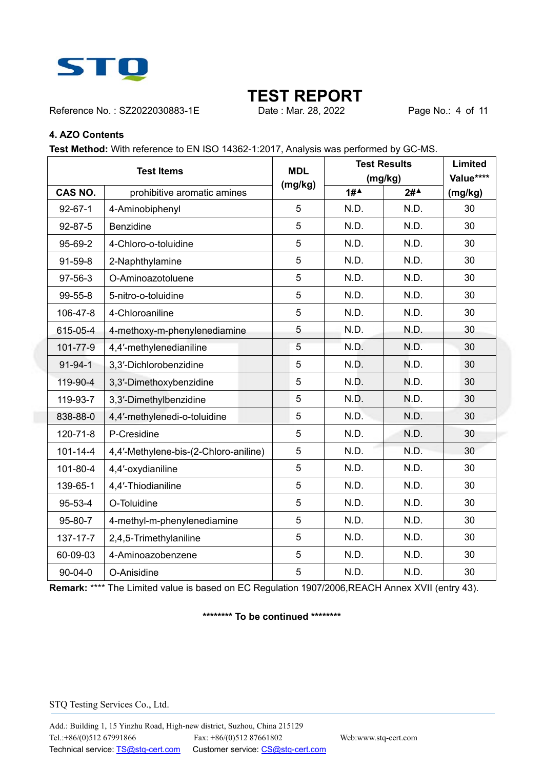# TEST REPORT

Reference No. : SZ2022030883-1E    Date : Mar. 28, 2022

## 4. AZO Contents

**Test Method:** With reference to EN ISO 14362-1:2017, Analysis was performed by GC-MS.

| Test Items | | MDL (mg/kg) | Test Results (mg/kg) | | Limited Value**** (mg/kg) |
|---|---|---|---|---|---|
| CAS NO. | prohibitive aromatic amines | | 1#▲ | 2#▲ | |
| 92-67-1 | 4-Aminobiphenyl | 5 | N.D. | N.D. | 30 |
| 92-87-5 | Benzidine | 5 | N.D. | N.D. | 30 |
| 95-69-2 | 4-Chloro-o-toluidine | 5 | N.D. | N.D. | 30 |
| 91-59-8 | 2-Naphthylamine | 5 | N.D. | N.D. | 30 |
| 97-56-3 | O-Aminoazotoluene | 5 | N.D. | N.D. | 30 |
| 99-55-8 | 5-nitro-o-toluidine | 5 | N.D. | N.D. | 30 |
| 106-47-8 | 4-Chloroaniline | 5 | N.D. | N.D. | 30 |
| 615-05-4 | 4-methoxy-m-phenylenediamine | 5 | N.D. | N.D. | 30 |
| 101-77-9 | 4,4′-methylenedianiline | 5 | N.D. | N.D. | 30 |
| 91-94-1 | 3,3′-Dichlorobenzidine | 5 | N.D. | N.D. | 30 |
| 119-90-4 | 3,3′-Dimethoxybenzidine | 5 | N.D. | N.D. | 30 |
| 119-93-7 | 3,3′-Dimethylbenzidine | 5 | N.D. | N.D. | 30 |
| 838-88-0 | 4,4′-methylenedi-o-toluidine | 5 | N.D. | N.D. | 30 |
| 120-71-8 | P-Cresidine | 5 | N.D. | N.D. | 30 |
| 101-14-4 | 4,4′-Methylene-bis-(2-Chloro-aniline) | 5 | N.D. | N.D. | 30 |
| 101-80-4 | 4,4′-oxydianiline | 5 | N.D. | N.D. | 30 |
| 139-65-1 | 4,4′-Thiodianiline | 5 | N.D. | N.D. | 30 |
| 95-53-4 | O-Toluidine | 5 | N.D. | N.D. | 30 |
| 95-80-7 | 4-methyl-m-phenylenediamine | 5 | N.D. | N.D. | 30 |
| 137-17-7 | 2,4,5-Trimethylaniline | 5 | N.D. | N.D. | 30 |
| 60-09-03 | 4-Aminoazobenzene | 5 | N.D. | N.D. | 30 |
| 90-04-0 | O-Anisidine | 5 | N.D. | N.D. | 30 |

**Remark:** **** The Limited value is based on EC Regulation 1907/2006,REACH Annex XVII (entry 43).

******** To be continued ********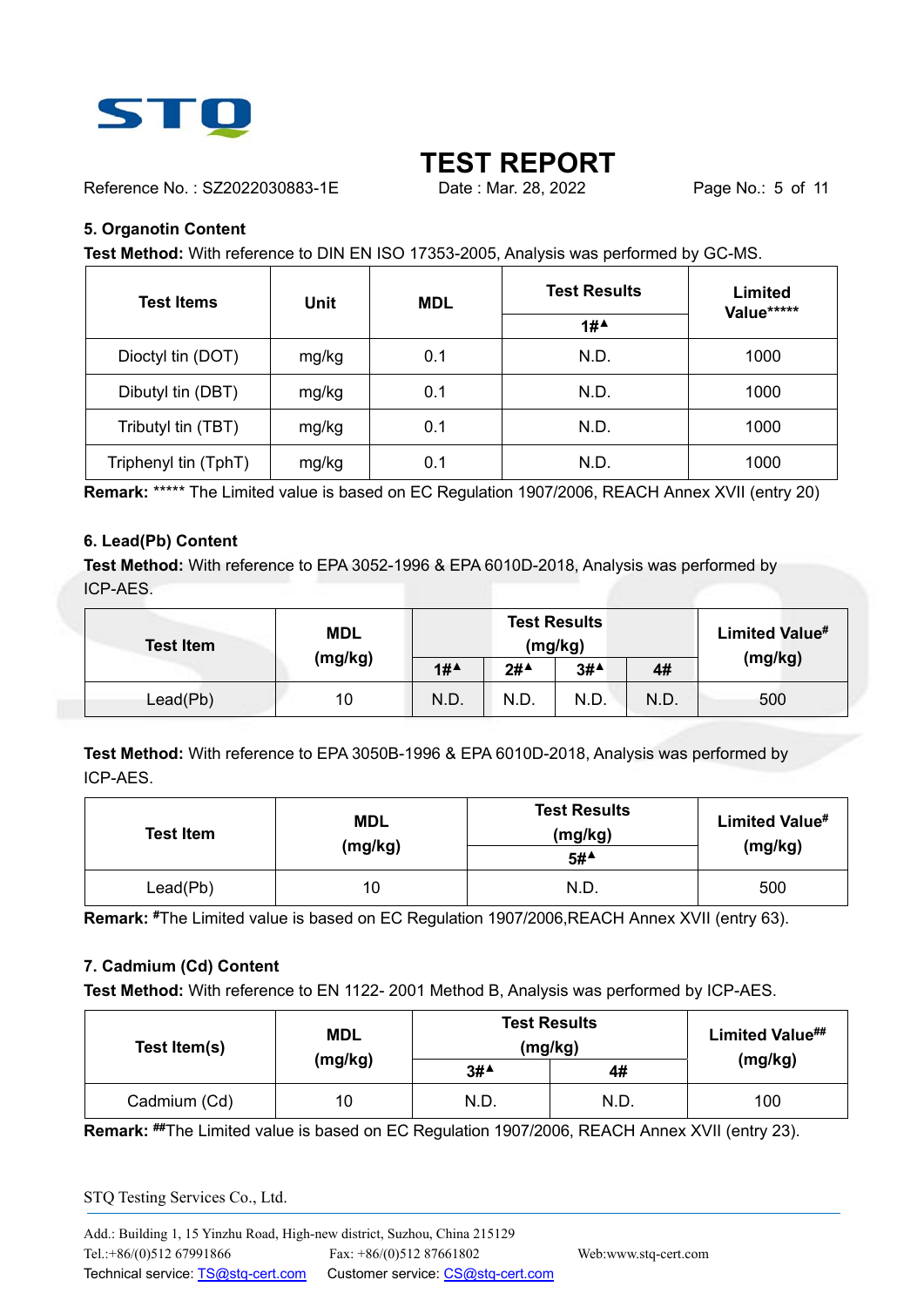# TEST REPORT

Reference No. : SZ2022030883-1E    Date : Mar. 28, 2022

**5. Organotin Content**

**Test Method:** With reference to DIN EN ISO 17353-2005, Analysis was performed by GC-MS.

| Test Items | Unit | MDL | Test Results | Limited Value***** |
|---|---|---|---|---|
| | | | 1#▲ | |
| Dioctyl tin (DOT) | mg/kg | 0.1 | N.D. | 1000 |
| Dibutyl tin (DBT) | mg/kg | 0.1 | N.D. | 1000 |
| Tributyl tin (TBT) | mg/kg | 0.1 | N.D. | 1000 |
| Triphenyl tin (TphT) | mg/kg | 0.1 | N.D. | 1000 |

**Remark:** ***** The Limited value is based on EC Regulation 1907/2006, REACH Annex XVII (entry 20)

**6. Lead(Pb) Content**

**Test Method:** With reference to EPA 3052-1996 & EPA 6010D-2018, Analysis was performed by ICP-AES.

| Test Item | MDL (mg/kg) | Test Results (mg/kg) | | | | Limited Value# (mg/kg) |
|---|---|---|---|---|---|---|
| | | 1#▲ | 2#▲ | 3#▲ | 4# | |
| Lead(Pb) | 10 | N.D. | N.D. | N.D. | N.D. | 500 |

**Test Method:** With reference to EPA 3050B-1996 & EPA 6010D-2018, Analysis was performed by ICP-AES.

| Test Item | MDL (mg/kg) | Test Results (mg/kg) | Limited Value# (mg/kg) |
|---|---|---|---|
| | | 5#▲ | |
| Lead(Pb) | 10 | N.D. | 500 |

**Remark:** #The Limited value is based on EC Regulation 1907/2006,REACH Annex XVII (entry 63).

**7. Cadmium (Cd) Content**

**Test Method:** With reference to EN 1122- 2001 Method B, Analysis was performed by ICP-AES.

| Test Item(s) | MDL (mg/kg) | Test Results (mg/kg) | | Limited Value## (mg/kg) |
|---|---|---|---|---|
| | | 3#▲ | 4# | |
| Cadmium (Cd) | 10 | N.D. | N.D. | 100 |

**Remark:** ##The Limited value is based on EC Regulation 1907/2006, REACH Annex XVII (entry 23).

STQ Testing Services Co., Ltd.

Add.: Building 1, 15 Yinzhu Road, High-new district, Suzhou, China 215129
Tel.:+86/(0)512 67991866    Fax: +86/(0)512 87661802    Web:www.stq-cert.com
Technical service: TS@stq-cert.com    Customer service: CS@stq-cert.com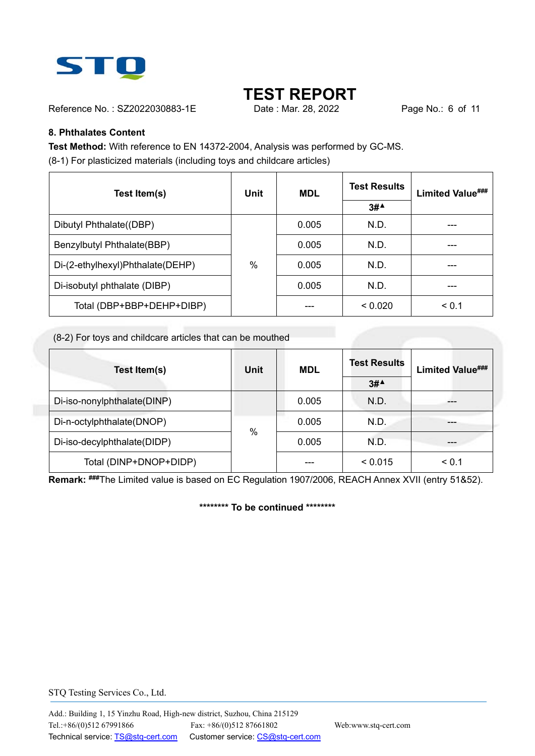# TEST REPORT

Reference No. : SZ2022030883-1E Date : Mar. 28, 2022

## 8. Phthalates Content

**Test Method:** With reference to EN 14372-2004, Analysis was performed by GC-MS.

(8-1) For plasticized materials (including toys and childcare articles)

| Test Item(s) | Unit | MDL | Test Results | Limited Value### |
|---|---|---|---|---|
| | | | 3#▲ | |
| Dibutyl Phthalate((DBP) | % | 0.005 | N.D. | --- |
| Benzylbutyl Phthalate(BBP) | % | 0.005 | N.D. | --- |
| Di-(2-ethylhexyl)Phthalate(DEHP) | % | 0.005 | N.D. | --- |
| Di-isobutyl phthalate (DIBP) | % | 0.005 | N.D. | --- |
| Total (DBP+BBP+DEHP+DIBP) | % | --- | < 0.020 | < 0.1 |

(8-2) For toys and childcare articles that can be mouthed

| Test Item(s) | Unit | MDL | Test Results | Limited Value### |
|---|---|---|---|---|
| | | | 3#▲ | |
| Di-iso-nonylphthalate(DINP) | % | 0.005 | N.D. | --- |
| Di-n-octylphthalate(DNOP) | % | 0.005 | N.D. | --- |
| Di-iso-decylphthalate(DIDP) | % | 0.005 | N.D. | --- |
| Total (DINP+DNOP+DIDP) | % | --- | < 0.015 | < 0.1 |

**Remark:** ###The Limited value is based on EC Regulation 1907/2006, REACH Annex XVII (entry 51&52).

******** To be continued ********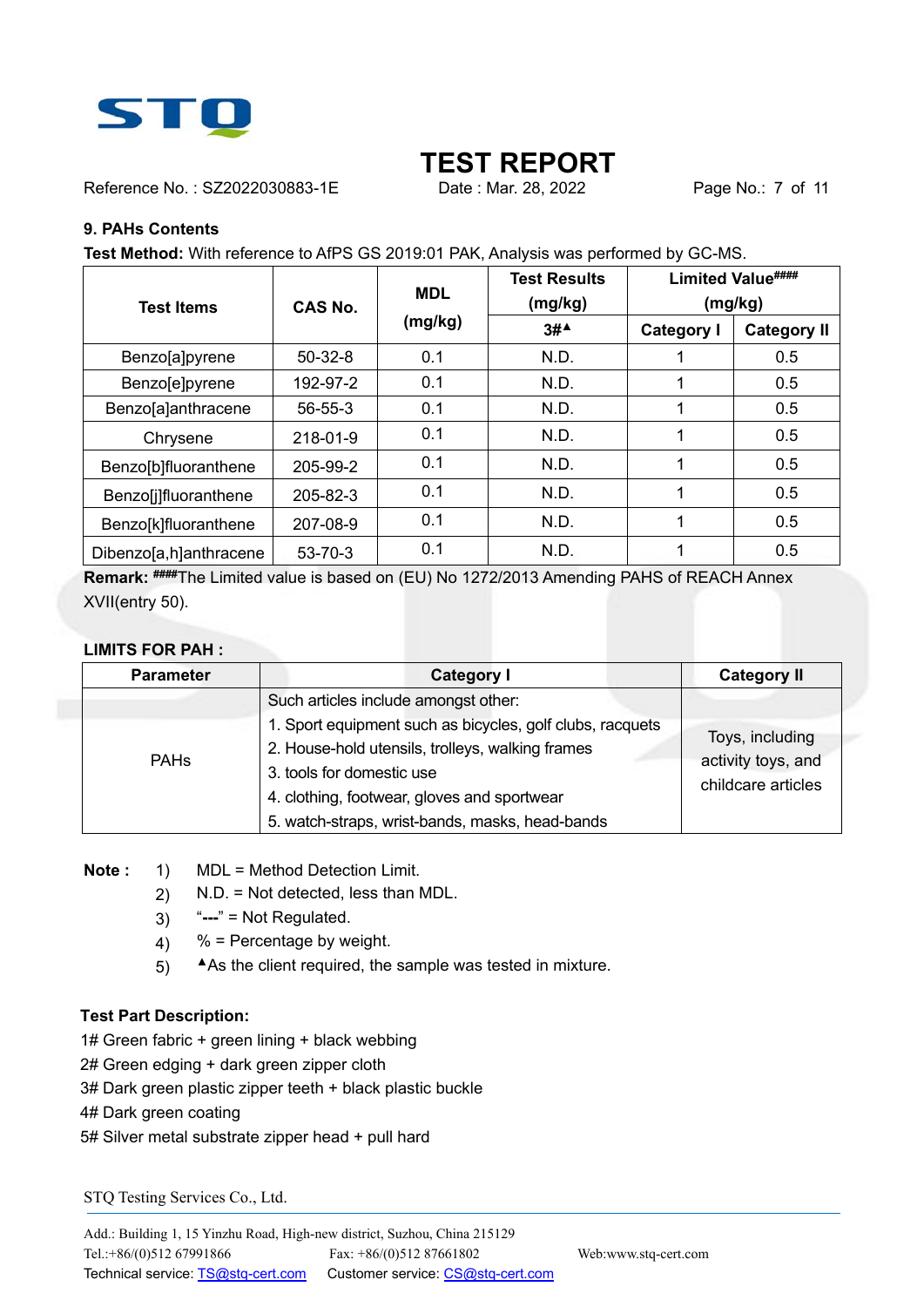## 9. PAHs Contents

**Test Method:** With reference to AfPS GS 2019:01 PAK, Analysis was performed by GC-MS.

| Test Items | CAS No. | MDL (mg/kg) | Test Results (mg/kg) | Limited Value#### (mg/kg) | |
|---|---|---|---|---|---|
| | | | 3#▲ | Category I | Category II |
| Benzo[a]pyrene | 50-32-8 | 0.1 | N.D. | 1 | 0.5 |
| Benzo[e]pyrene | 192-97-2 | 0.1 | N.D. | 1 | 0.5 |
| Benzo[a]anthracene | 56-55-3 | 0.1 | N.D. | 1 | 0.5 |
| Chrysene | 218-01-9 | 0.1 | N.D. | 1 | 0.5 |
| Benzo[b]fluoranthene | 205-99-2 | 0.1 | N.D. | 1 | 0.5 |
| Benzo[j]fluoranthene | 205-82-3 | 0.1 | N.D. | 1 | 0.5 |
| Benzo[k]fluoranthene | 207-08-9 | 0.1 | N.D. | 1 | 0.5 |
| Dibenzo[a,h]anthracene | 53-70-3 | 0.1 | N.D. | 1 | 0.5 |

**Remark:** ####The Limited value is based on (EU) No 1272/2013 Amending PAHS of REACH Annex XVII(entry 50).

**LIMITS FOR PAH :**

| Parameter | Category I | Category II |
|---|---|---|
| PAHs | Such articles include amongst other:<br>1. Sport equipment such as bicycles, golf clubs, racquets<br>2. House-hold utensils, trolleys, walking frames<br>3. tools for domestic use<br>4. clothing, footwear, gloves and sportwear<br>5. watch-straps, wrist-bands, masks, head-bands | Toys, including activity toys, and childcare articles |

**Note :**
1) MDL = Method Detection Limit.
2) N.D. = Not detected, less than MDL.
3) "---" = Not Regulated.
4) % = Percentage by weight.
5) ▲As the client required, the sample was tested in mixture.

**Test Part Description:**

1# Green fabric + green lining + black webbing
2# Green edging + dark green zipper cloth
3# Dark green plastic zipper teeth + black plastic buckle
4# Dark green coating
5# Silver metal substrate zipper head + pull hard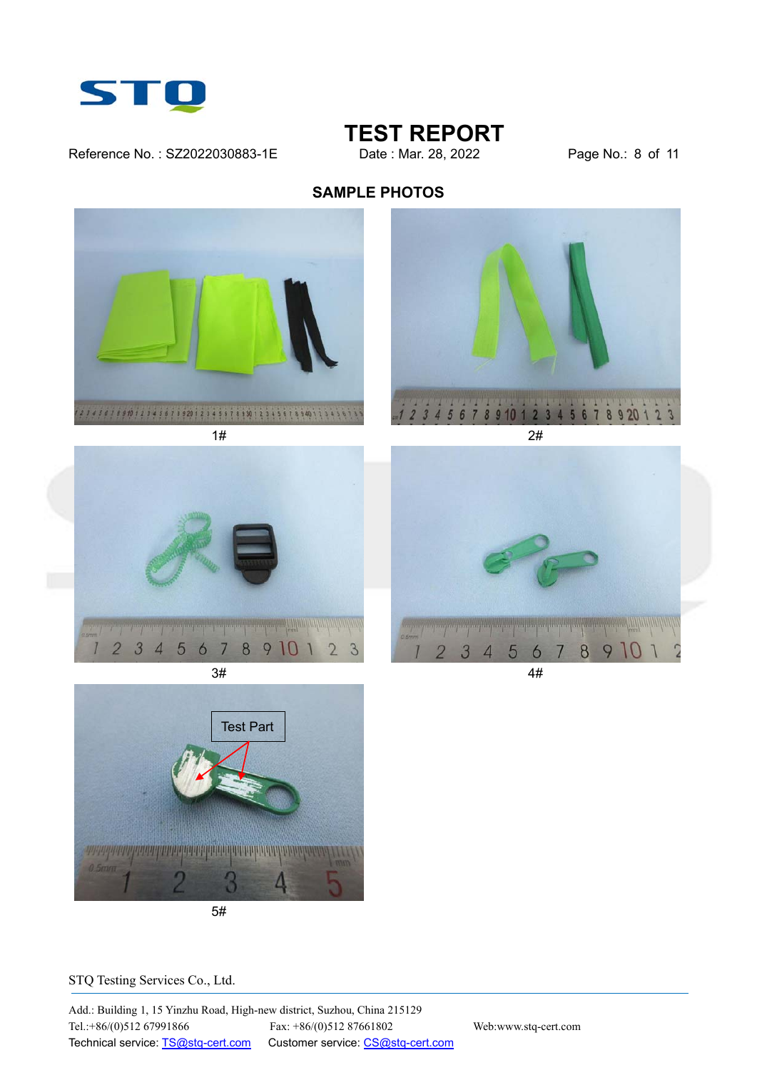## SAMPLE PHOTOS

1#

2#

3#

4#

Test Part

5#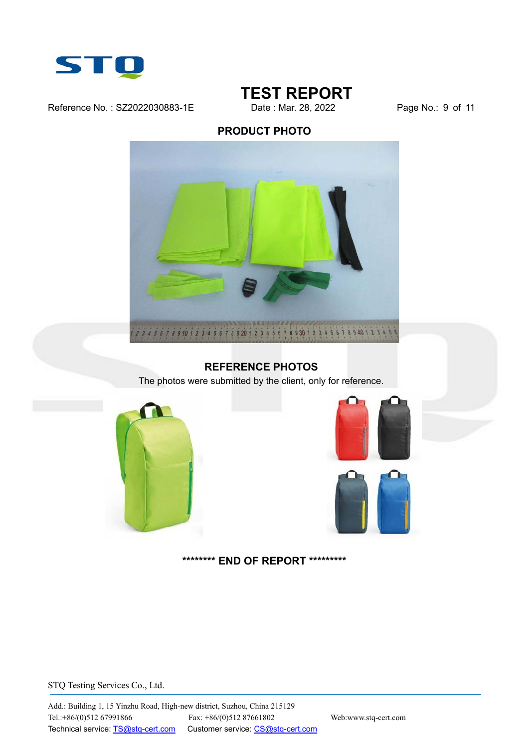# TEST REPORT

Reference No. : SZ2022030883-1E Date : Mar. 28, 2022

## PRODUCT PHOTO

## REFERENCE PHOTOS

The photos were submitted by the client, only for reference.

******** END OF REPORT *********

STQ Testing Services Co., Ltd.

Add.: Building 1, 15 Yinzhu Road, High-new district, Suzhou, China 215129
Tel.:+86/(0)512 67991866 Fax: +86/(0)512 87661802 Web:www.stq-cert.com
Technical service: TS@stq-cert.com Customer service: CS@stq-cert.com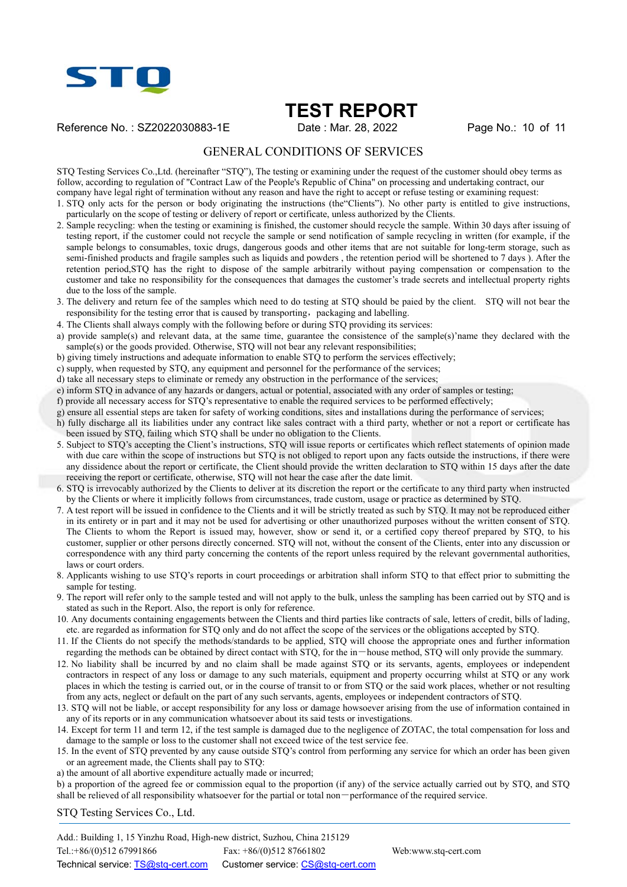# TEST REPORT

Reference No. : SZ2022030883-1E　　Date : Mar. 28, 2022

## GENERAL CONDITIONS OF SERVICES

STQ Testing Services Co.,Ltd. (hereinafter "STQ"), The testing or examining under the request of the customer should obey terms as follow, according to regulation of "Contract Law of the People's Republic of China" on processing and undertaking contract, our company have legal right of termination without any reason and have the right to accept or refuse testing or examining request:

1. STQ only acts for the person or body originating the instructions (the"Clients"). No other party is entitled to give instructions, particularly on the scope of testing or delivery of report or certificate, unless authorized by the Clients.
2. Sample recycling: when the testing or examining is finished, the customer should recycle the sample. Within 30 days after issuing of testing report, if the customer could not recycle the sample or send notification of sample recycling in written (for example, if the sample belongs to consumables, toxic drugs, dangerous goods and other items that are not suitable for long-term storage, such as semi-finished products and fragile samples such as liquids and powders , the retention period will be shortened to 7 days ). After the retention period,STQ has the right to dispose of the sample arbitrarily without paying compensation or compensation to the customer and take no responsibility for the consequences that damages the customer's trade secrets and intellectual property rights due to the loss of the sample.
3. The delivery and return fee of the samples which need to do testing at STQ should be paied by the client. STQ will not bear the responsibility for the testing error that is caused by transporting，packaging and labelling.
4. The Clients shall always comply with the following before or during STQ providing its services:

a) provide sample(s) and relevant data, at the same time, guarantee the consistence of the sample(s)'name they declared with the sample(s) or the goods provided. Otherwise, STQ will not bear any relevant responsibilities;
b) giving timely instructions and adequate information to enable STQ to perform the services effectively;
c) supply, when requested by STQ, any equipment and personnel for the performance of the services;
d) take all necessary steps to eliminate or remedy any obstruction in the performance of the services;
e) inform STQ in advance of any hazards or dangers, actual or potential, associated with any order of samples or testing;
f) provide all necessary access for STQ's representative to enable the required services to be performed effectively;
g) ensure all essential steps are taken for safety of working conditions, sites and installations during the performance of services;
h) fully discharge all its liabilities under any contract like sales contract with a third party, whether or not a report or certificate has been issued by STQ, failing which STQ shall be under no obligation to the Clients.

5. Subject to STQ's accepting the Client's instructions, STQ will issue reports or certificates which reflect statements of opinion made with due care within the scope of instructions but STQ is not obliged to report upon any facts outside the instructions, if there were any dissidence about the report or certificate, the Client should provide the written declaration to STQ within 15 days after the date receiving the report or certificate, otherwise, STQ will not hear the case after the date limit.
6. STQ is irrevocably authorized by the Clients to deliver at its discretion the report or the certificate to any third party when instructed by the Clients or where it implicitly follows from circumstances, trade custom, usage or practice as determined by STQ.
7. A test report will be issued in confidence to the Clients and it will be strictly treated as such by STQ. It may not be reproduced either in its entirety or in part and it may not be used for advertising or other unauthorized purposes without the written consent of STQ. The Clients to whom the Report is issued may, however, show or send it, or a certified copy thereof prepared by STQ, to his customer, supplier or other persons directly concerned. STQ will not, without the consent of the Clients, enter into any discussion or correspondence with any third party concerning the contents of the report unless required by the relevant governmental authorities, laws or court orders.
8. Applicants wishing to use STQ's reports in court proceedings or arbitration shall inform STQ to that effect prior to submitting the sample for testing.
9. The report will refer only to the sample tested and will not apply to the bulk, unless the sampling has been carried out by STQ and is stated as such in the Report. Also, the report is only for reference.
10. Any documents containing engagements between the Clients and third parties like contracts of sale, letters of credit, bills of lading, etc. are regarded as information for STQ only and do not affect the scope of the services or the obligations accepted by STQ.
11. If the Clients do not specify the methods/standards to be applied, STQ will choose the appropriate ones and further information regarding the methods can be obtained by direct contact with STQ, for the in－house method, STQ will only provide the summary.
12. No liability shall be incurred by and no claim shall be made against STQ or its servants, agents, employees or independent contractors in respect of any loss or damage to any such materials, equipment and property occurring whilst at STQ or any work places in which the testing is carried out, or in the course of transit to or from STQ or the said work places, whether or not resulting from any acts, neglect or default on the part of any such servants, agents, employees or independent contractors of STQ.
13. STQ will not be liable, or accept responsibility for any loss or damage howsoever arising from the use of information contained in any of its reports or in any communication whatsoever about its said tests or investigations.
14. Except for term 11 and term 12, if the test sample is damaged due to the negligence of ZOTAC, the total compensation for loss and damage to the sample or loss to the customer shall not exceed twice of the test service fee.
15. In the event of STQ prevented by any cause outside STQ's control from performing any service for which an order has been given or an agreement made, the Clients shall pay to STQ:

a) the amount of all abortive expenditure actually made or incurred;
b) a proportion of the agreed fee or commission equal to the proportion (if any) of the service actually carried out by STQ, and STQ shall be relieved of all responsibility whatsoever for the partial or total non－performance of the required service.

STQ Testing Services Co., Ltd.

Add.: Building 1, 15 Yinzhu Road, High-new district, Suzhou, China 215129
Tel.:+86/(0)512 67991866　Fax: +86/(0)512 87661802　Web:www.stq-cert.com
Technical service: TS@stq-cert.com　Customer service: CS@stq-cert.com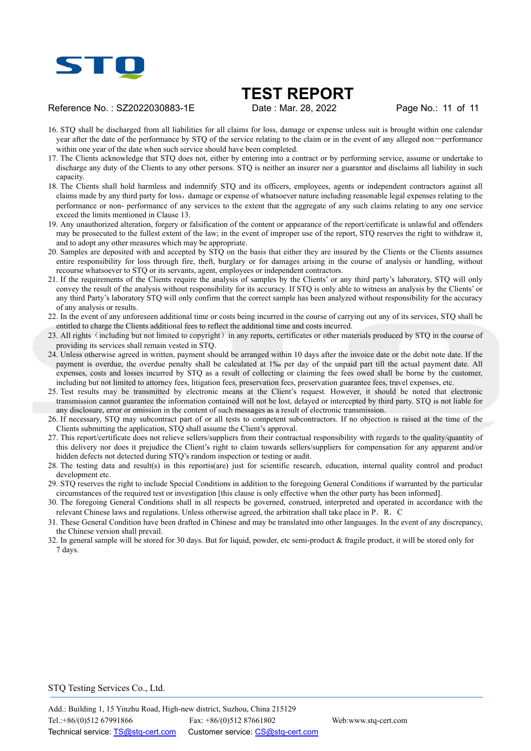16. STQ shall be discharged from all liabilities for all claims for loss, damage or expense unless suit is brought within one calendar year after the date of the performance by STQ of the service relating to the claim or in the event of any alleged non－performance within one year of the date when such service should have been completed.
17. The Clients acknowledge that STQ does not, either by entering into a contract or by performing service, assume or undertake to discharge any duty of the Clients to any other persons. STQ is neither an insurer nor a guarantor and disclaims all liability in such capacity.
18. The Clients shall hold harmless and indemnify STQ and its officers, employees, agents or independent contractors against all claims made by any third party for loss，damage or expense of whatsoever nature including reasonable legal expenses relating to the performance or non- performance of any services to the extent that the aggregate of any such claims relating to any one service exceed the limits mentioned in Clause 13.
19. Any unauthorized alteration, forgery or falsification of the content or appearance of the report/certificate is unlawful and offenders may be prosecuted to the fullest extent of the law; in the event of improper use of the report, STQ reserves the right to withdraw it, and to adopt any other measures which may be appropriate.
20. Samples are deposited with and accepted by STQ on the basis that either they are insured by the Clients or the Clients assumes entire responsibility for loss through fire, theft, burglary or for damages arising in the course of analysis or handling, without recourse whatsoever to STQ or its servants, agent, employees or independent contractors.
21. If the requirements of the Clients require the analysis of samples by the Clients' or any third party's laboratory, STQ will only convey the result of the analysis without responsibility for its accuracy. If STQ is only able to witness an analysis by the Clients' or any third Party's laboratory STQ will only confirm that the correct sample has been analyzed without responsibility for the accuracy of any analysis or results.
22. In the event of any unforeseen additional time or costs being incurred in the course of carrying out any of its services, STQ shall be entitled to charge the Clients additional fees to reflect the additional time and costs incurred.
23. All rights（including but not limited to copyright）in any reports, certificates or other materials produced by STQ in the course of providing its services shall remain vested in STQ.
24. Unless otherwise agreed in written, payment should be arranged within 10 days after the invoice date or the debit note date. If the payment is overdue, the overdue penalty shall be calculated at 1‰ per day of the unpaid part till the actual payment date. All expenses, costs and losses incurred by STQ as a result of collecting or claiming the fees owed shall be borne by the customer, including but not limited to attorney fees, litigation fees, preservation fees, preservation guarantee fees, travel expenses, etc.
25. Test results may be transmitted by electronic means at the Client's request. However, it should be noted that electronic transmission cannot guarantee the information contained will not be lost, delayed or intercepted by third party. STQ is not liable for any disclosure, error or omission in the content of such messages as a result of electronic transmission.
26. If necessary, STQ may subcontract part of or all tests to competent subcontractors. If no objection is raised at the time of the Clients submitting the application, STQ shall assume the Client's approval.
27. This report/certificate does not relieve sellers/suppliers from their contractual responsibility with regards to the quality/quantity of this delivery nor does it prejudice the Client's right to claim towards sellers/suppliers for compensation for any apparent and/or hidden defects not detected during STQ's random inspection or testing or audit.
28. The testing data and result(s) in this reportis(are) just for scientific research, education, internal quality control and product development etc.
29. STQ reserves the right to include Special Conditions in addition to the foregoing General Conditions if warranted by the particular circumstances of the required test or investigation [this clause is only effective when the other party has been informed].
30. The foregoing General Conditions shall in all respects be governed, construed, interpreted and operated in accordance with the relevant Chinese laws and regulations. Unless otherwise agreed, the arbitration shall take place in P．R．C
31. These General Condition have been drafted in Chinese and may be translated into other languages. In the event of any discrepancy, the Chinese version shall prevail.
32. In general sample will be stored for 30 days. But for liquid, powder, etc semi-product & fragile product, it will be stored only for 7 days.